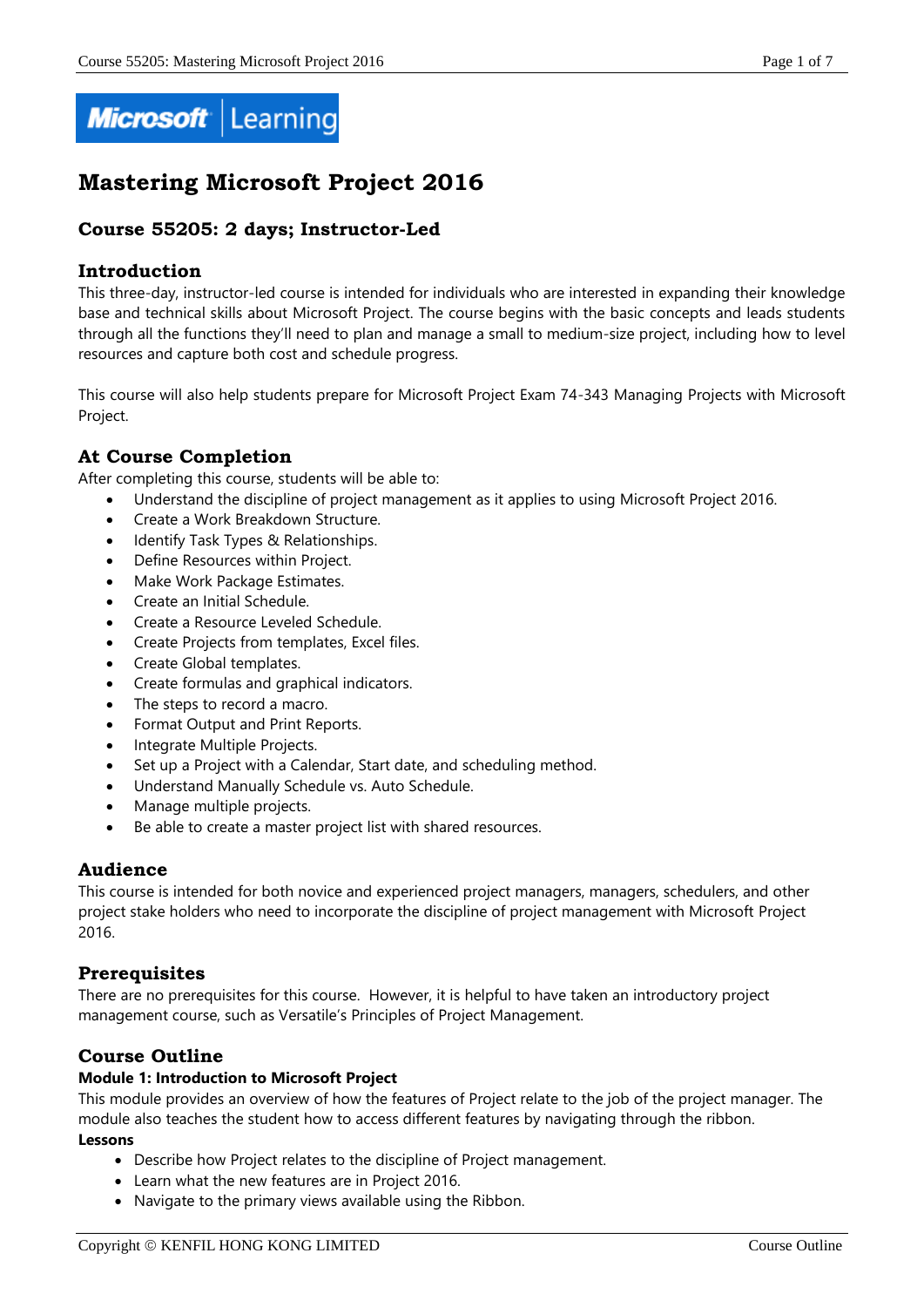# Mastering Microsoft Project 2016

## Course 55205: 2 days; Instructor-Led

## Introduction

This three-day, instructor-led course is intended for individuals who are interested in expanding their knowledge base and technical skills about Microsoft Project. The course begins with the basic concepts and leads students through all the functions they'll need to plan and manage a small to medium-size project, including how to level resources and capture both cost and schedule progress.

This course will also help students prepare for Microsoft Project Exam 74-343 Managing Projects with Microsoft Project.

## At Course Completion

After completing this course, students will be able to:

- Understand the discipline of project management as it applies to using Microsoft Project 2016.
- Create a Work Breakdown Structure.
- Identify Task Types & Relationships.
- Define Resources within Project.
- Make Work Package Estimates.
- Create an Initial Schedule.
- Create a Resource Leveled Schedule.
- Create Projects from templates, Excel files.
- Create Global templates.
- Create formulas and graphical indicators.
- The steps to record a macro.
- Format Output and Print Reports.
- Integrate Multiple Projects.
- Set up a Project with a Calendar, Start date, and scheduling method.
- Understand Manually Schedule vs. Auto Schedule.
- Manage multiple projects.
- Be able to create a master project list with shared resources.

## Audience

This course is intended for both novice and experienced project managers, managers, schedulers, and other project stake holders who need to incorporate the discipline of project management with Microsoft Project 2016.

## Prerequisites

There are no prerequisites for this course. However, it is helpful to have taken an introductory project management course, such as Versatile's Principles of Project Management.

## Course Outline

### Module 1: Introduction to Microsoft Project

This module provides an overview of how the features of Project relate to the job of the project manager. The module also teaches the student how to access different features by navigating through the ribbon.

**Lessons**

- Describe how Project relates to the discipline of Project management.
- Learn what the new features are in Project 2016.
- Navigate to the primary views available using the Ribbon.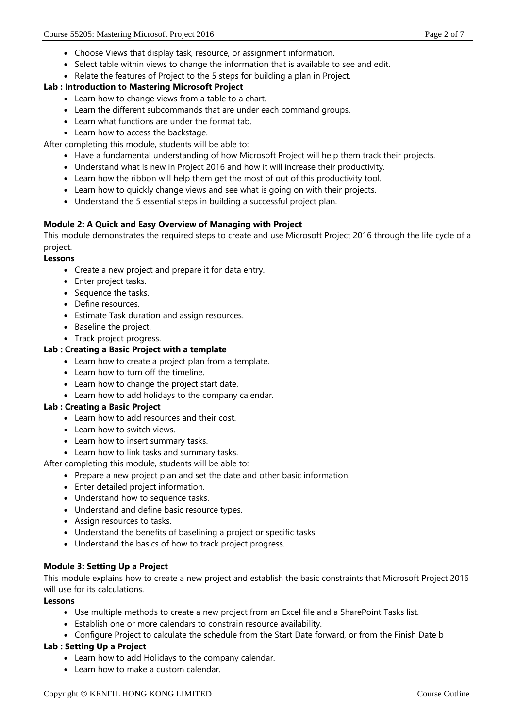- Choose Views that display task, resource, or assignment information.
- Select table within views to change the information that is available to see and edit.
- Relate the features of Project to the 5 steps for building a plan in Project.

**Lab : Introduction to Mastering Microsoft Project**

- Learn how to change views from a table to a chart.
- Learn the different subcommands that are under each command groups.
- Learn what functions are under the format tab.
- Learn how to access the backstage.

After completing this module, students will be able to:

- Have a fundamental understanding of how Microsoft Project will help them track their projects.
- Understand what is new in Project 2016 and how it will increase their productivity.
- Learn how the ribbon will help them get the most of out of this productivity tool.
- Learn how to quickly change views and see what is going on with their projects.
- Understand the 5 essential steps in building a successful project plan.

**Module 2: A Quick and Easy Overview of Managing with Project**

This module demonstrates the required steps to create and use Microsoft Project 2016 through the life cycle of a project.

**Lessons**

- Create a new project and prepare it for data entry.
- Enter project tasks.
- Sequence the tasks.
- Define resources.
- Estimate Task duration and assign resources.
- Baseline the project.
- Track project progress.

**Lab : Creating a Basic Project with a template**

- Learn how to create a project plan from a template.
- Learn how to turn off the timeline.
- Learn how to change the project start date.
- Learn how to add holidays to the company calendar.

**Lab : Creating a Basic Project**

- Learn how to add resources and their cost.
- Learn how to switch views.
- Learn how to insert summary tasks.
- Learn how to link tasks and summary tasks.

After completing this module, students will be able to:

- Prepare a new project plan and set the date and other basic information.
- Enter detailed project information.
- Understand how to sequence tasks.
- Understand and define basic resource types.
- Assign resources to tasks.
- Understand the benefits of baselining a project or specific tasks.
- Understand the basics of how to track project progress.

**Module 3: Setting Up a Project**

This module explains how to create a new project and establish the basic constraints that Microsoft Project 2016 will use for its calculations.

**Lessons**

- Use multiple methods to create a new project from an Excel file and a SharePoint Tasks list.
- Establish one or more calendars to constrain resource availability.
- Configure Project to calculate the schedule from the Start Date forward, or from the Finish Date b

**Lab : Setting Up a Project**

- Learn how to add Holidays to the company calendar.
- Learn how to make a custom calendar.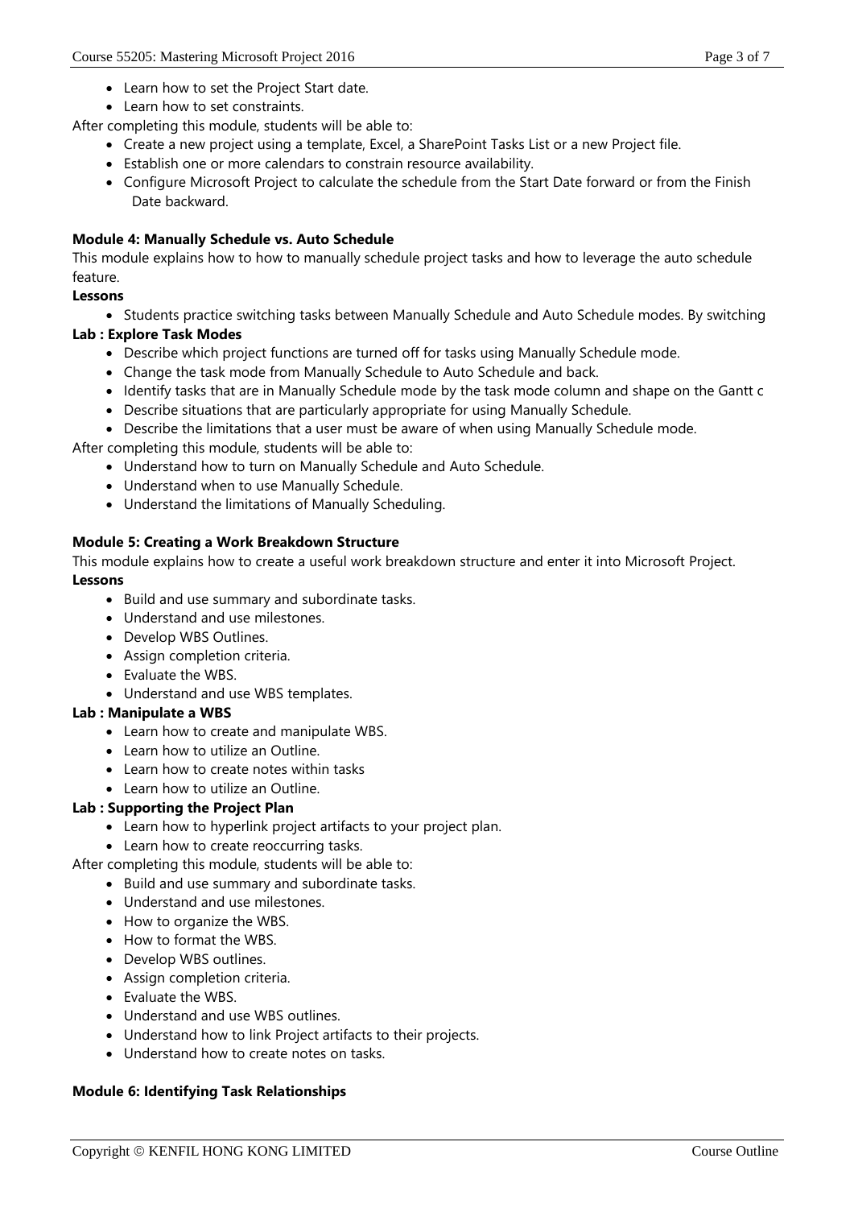- Learn how to set the Project Start date.
- Learn how to set constraints.

After completing this module, students will be able to:

- Create a new project using a template, Excel, a SharePoint Tasks List or a new Project file.
- Establish one or more calendars to constrain resource availability.
- Configure Microsoft Project to calculate the schedule from the Start Date forward or from the Finish Date backward.

**Module 4: Manually Schedule vs. Auto Schedule**

This module explains how to how to manually schedule project tasks and how to leverage the auto schedule feature.

**Lessons**

- Students practice switching tasks between Manually Schedule and Auto Schedule modes. By switching

**Lab : Explore Task Modes**

- Describe which project functions are turned off for tasks using Manually Schedule mode.
- Change the task mode from Manually Schedule to Auto Schedule and back.
- Identify tasks that are in Manually Schedule mode by the task mode column and shape on the Gantt c
- Describe situations that are particularly appropriate for using Manually Schedule.
- Describe the limitations that a user must be aware of when using Manually Schedule mode.

After completing this module, students will be able to:

- Understand how to turn on Manually Schedule and Auto Schedule.
- Understand when to use Manually Schedule.
- Understand the limitations of Manually Scheduling.

**Module 5: Creating a Work Breakdown Structure**

This module explains how to create a useful work breakdown structure and enter it into Microsoft Project.

**Lessons**

- Build and use summary and subordinate tasks.
- Understand and use milestones.
- Develop WBS Outlines.
- Assign completion criteria.
- Evaluate the WBS.
- Understand and use WBS templates.

**Lab : Manipulate a WBS**

- Learn how to create and manipulate WBS.
- Learn how to utilize an Outline.
- Learn how to create notes within tasks
- Learn how to utilize an Outline.

**Lab : Supporting the Project Plan**

- Learn how to hyperlink project artifacts to your project plan.
- Learn how to create reoccurring tasks.

After completing this module, students will be able to:

- Build and use summary and subordinate tasks.
- Understand and use milestones.
- How to organize the WBS.
- How to format the WBS.
- Develop WBS outlines.
- Assign completion criteria.
- Evaluate the WBS.
- Understand and use WBS outlines.
- Understand how to link Project artifacts to their projects.
- Understand how to create notes on tasks.

**Module 6: Identifying Task Relationships**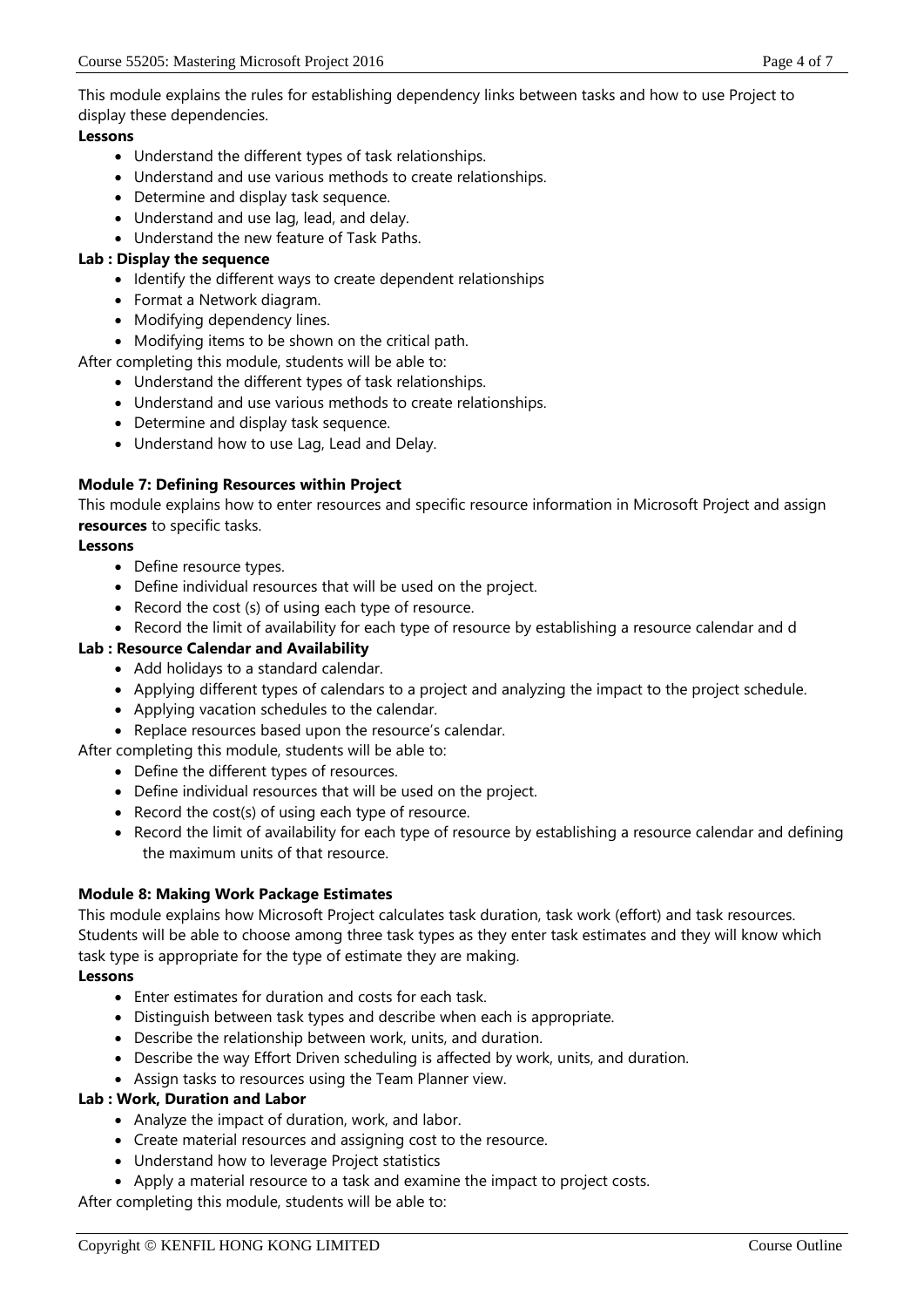This module explains the rules for establishing dependency links between tasks and how to use Project to display these dependencies.

**Lessons**

- Understand the different types of task relationships.
- Understand and use various methods to create relationships.
- Determine and display task sequence.
- Understand and use lag, lead, and delay.
- Understand the new feature of Task Paths.

**Lab : Display the sequence**

- Identify the different ways to create dependent relationships
- Format a Network diagram.
- Modifying dependency lines.
- Modifying items to be shown on the critical path.

After completing this module, students will be able to:

- Understand the different types of task relationships.
- Understand and use various methods to create relationships.
- Determine and display task sequence.
- Understand how to use Lag, Lead and Delay.

**Module 7: Defining Resources within Project**

This module explains how to enter resources and specific resource information in Microsoft Project and assign **resources** to specific tasks.

**Lessons**

- Define resource types.
- Define individual resources that will be used on the project.
- Record the cost (s) of using each type of resource.
- Record the limit of availability for each type of resource by establishing a resource calendar and d

**Lab : Resource Calendar and Availability**

- Add holidays to a standard calendar.
- Applying different types of calendars to a project and analyzing the impact to the project schedule.
- Applying vacation schedules to the calendar.
- Replace resources based upon the resource's calendar.

After completing this module, students will be able to:

- Define the different types of resources.
- Define individual resources that will be used on the project.
- Record the cost(s) of using each type of resource.
- Record the limit of availability for each type of resource by establishing a resource calendar and defining the maximum units of that resource.

**Module 8: Making Work Package Estimates**

This module explains how Microsoft Project calculates task duration, task work (effort) and task resources. Students will be able to choose among three task types as they enter task estimates and they will know which task type is appropriate for the type of estimate they are making.

**Lessons**

- Enter estimates for duration and costs for each task.
- Distinguish between task types and describe when each is appropriate.
- Describe the relationship between work, units, and duration.
- Describe the way Effort Driven scheduling is affected by work, units, and duration.
- Assign tasks to resources using the Team Planner view.

**Lab : Work, Duration and Labor**

- Analyze the impact of duration, work, and labor.
- Create material resources and assigning cost to the resource.
- Understand how to leverage Project statistics
- Apply a material resource to a task and examine the impact to project costs.

After completing this module, students will be able to: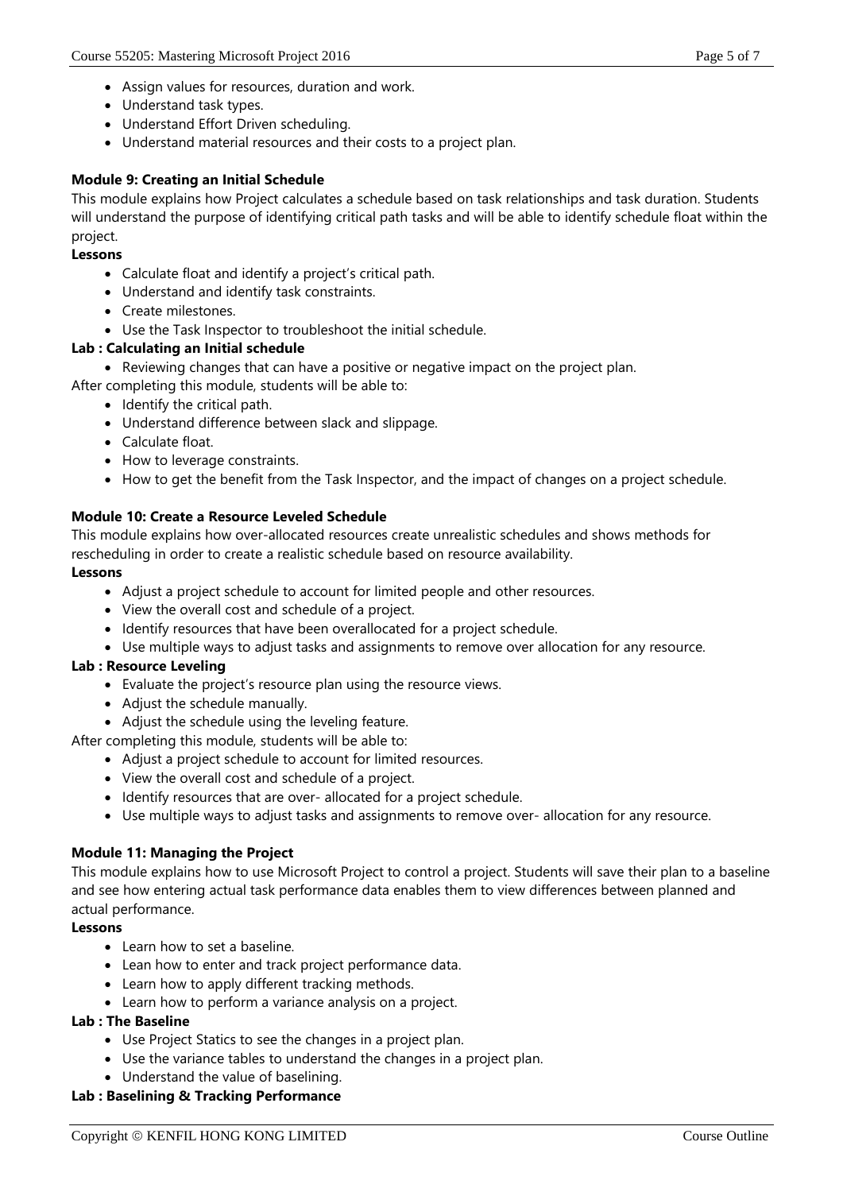- Assign values for resources, duration and work.
- Understand task types.
- Understand Effort Driven scheduling.
- Understand material resources and their costs to a project plan.

**Module 9: Creating an Initial Schedule**

This module explains how Project calculates a schedule based on task relationships and task duration. Students will understand the purpose of identifying critical path tasks and will be able to identify schedule float within the project.

**Lessons**

- Calculate float and identify a project's critical path.
- Understand and identify task constraints.
- Create milestones.
- Use the Task Inspector to troubleshoot the initial schedule.

**Lab : Calculating an Initial schedule**

- Reviewing changes that can have a positive or negative impact on the project plan.

After completing this module, students will be able to:

- Identify the critical path.
- Understand difference between slack and slippage.
- Calculate float.
- How to leverage constraints.
- How to get the benefit from the Task Inspector, and the impact of changes on a project schedule.

**Module 10: Create a Resource Leveled Schedule**

This module explains how over-allocated resources create unrealistic schedules and shows methods for rescheduling in order to create a realistic schedule based on resource availability.

**Lessons**

- Adjust a project schedule to account for limited people and other resources.
- View the overall cost and schedule of a project.
- Identify resources that have been overallocated for a project schedule.
- Use multiple ways to adjust tasks and assignments to remove over allocation for any resource.

**Lab : Resource Leveling**

- Evaluate the project's resource plan using the resource views.
- Adjust the schedule manually.
- Adjust the schedule using the leveling feature.

After completing this module, students will be able to:

- Adjust a project schedule to account for limited resources.
- View the overall cost and schedule of a project.
- Identify resources that are over- allocated for a project schedule.
- Use multiple ways to adjust tasks and assignments to remove over- allocation for any resource.

**Module 11: Managing the Project**

This module explains how to use Microsoft Project to control a project. Students will save their plan to a baseline and see how entering actual task performance data enables them to view differences between planned and actual performance.

**Lessons**

- Learn how to set a baseline.
- Lean how to enter and track project performance data.
- Learn how to apply different tracking methods.
- Learn how to perform a variance analysis on a project.

**Lab : The Baseline**

- Use Project Statics to see the changes in a project plan.
- Use the variance tables to understand the changes in a project plan.
- Understand the value of baselining.

**Lab : Baselining & Tracking Performance**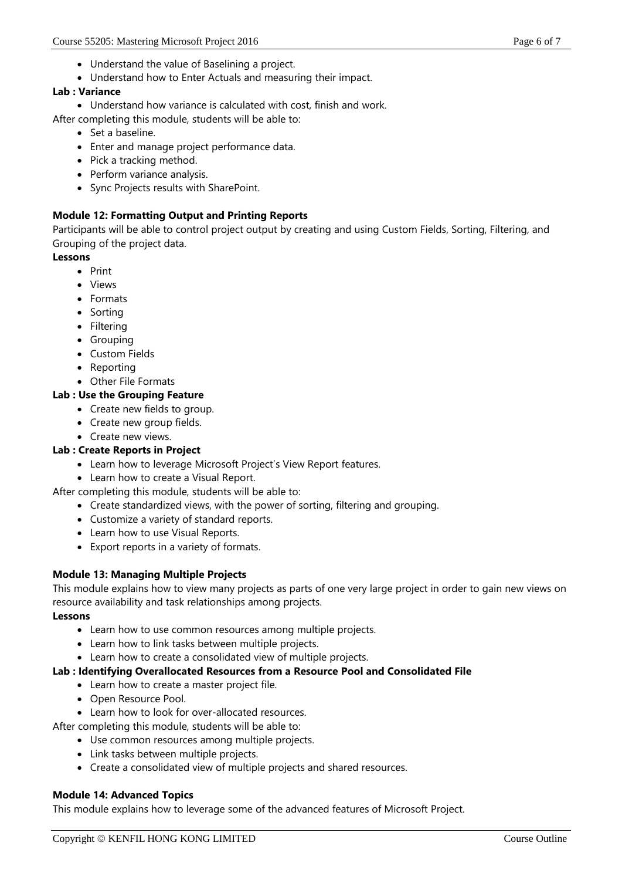- Understand the value of Baselining a project.
- Understand how to Enter Actuals and measuring their impact.

**Lab : Variance**

- Understand how variance is calculated with cost, finish and work.

After completing this module, students will be able to:

- Set a baseline.
- Enter and manage project performance data.
- Pick a tracking method.
- Perform variance analysis.
- Sync Projects results with SharePoint.

**Module 12: Formatting Output and Printing Reports**

Participants will be able to control project output by creating and using Custom Fields, Sorting, Filtering, and Grouping of the project data.

**Lessons**

- Print
- Views
- Formats
- Sorting
- Filtering
- Grouping
- Custom Fields
- Reporting
- Other File Formats

**Lab : Use the Grouping Feature**

- Create new fields to group.
- Create new group fields.
- Create new views.

**Lab : Create Reports in Project**

- Learn how to leverage Microsoft Project's View Report features.
- Learn how to create a Visual Report.

After completing this module, students will be able to:

- Create standardized views, with the power of sorting, filtering and grouping.
- Customize a variety of standard reports.
- Learn how to use Visual Reports.
- Export reports in a variety of formats.

**Module 13: Managing Multiple Projects**

This module explains how to view many projects as parts of one very large project in order to gain new views on resource availability and task relationships among projects.

**Lessons**

- Learn how to use common resources among multiple projects.
- Learn how to link tasks between multiple projects.
- Learn how to create a consolidated view of multiple projects.

**Lab : Identifying Overallocated Resources from a Resource Pool and Consolidated File**

- Learn how to create a master project file.
- Open Resource Pool.
- Learn how to look for over-allocated resources.

After completing this module, students will be able to:

- Use common resources among multiple projects.
- Link tasks between multiple projects.
- Create a consolidated view of multiple projects and shared resources.

**Module 14: Advanced Topics**

This module explains how to leverage some of the advanced features of Microsoft Project.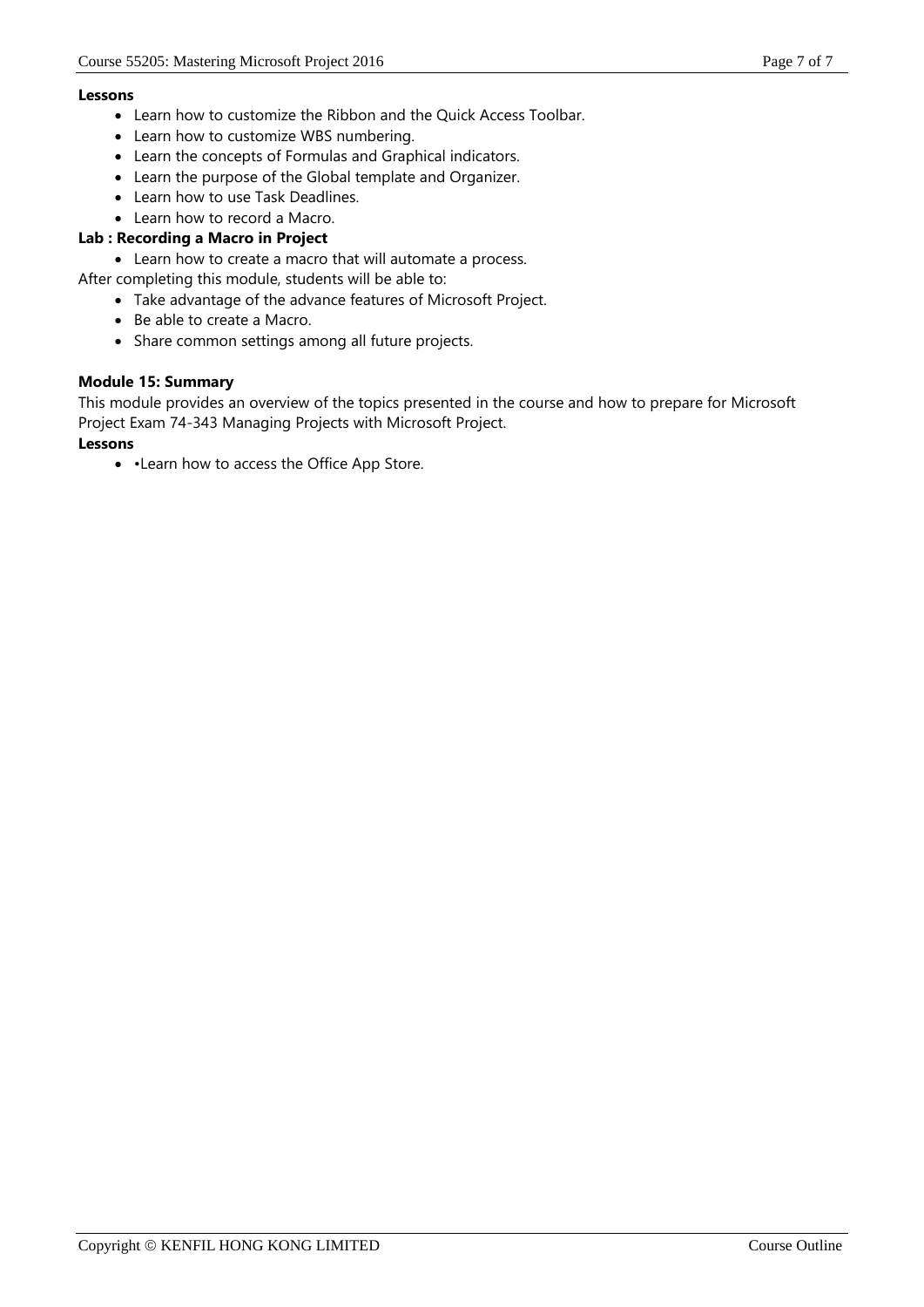**Lessons**

- Learn how to customize the Ribbon and the Quick Access Toolbar.
- Learn how to customize WBS numbering.
- Learn the concepts of Formulas and Graphical indicators.
- Learn the purpose of the Global template and Organizer.
- Learn how to use Task Deadlines.
- Learn how to record a Macro.

**Lab : Recording a Macro in Project**

- Learn how to create a macro that will automate a process.

After completing this module, students will be able to:

- Take advantage of the advance features of Microsoft Project.
- Be able to create a Macro.
- Share common settings among all future projects.

**Module 15: Summary**

This module provides an overview of the topics presented in the course and how to prepare for Microsoft Project Exam 74-343 Managing Projects with Microsoft Project.

**Lessons**

- •Learn how to access the Office App Store.